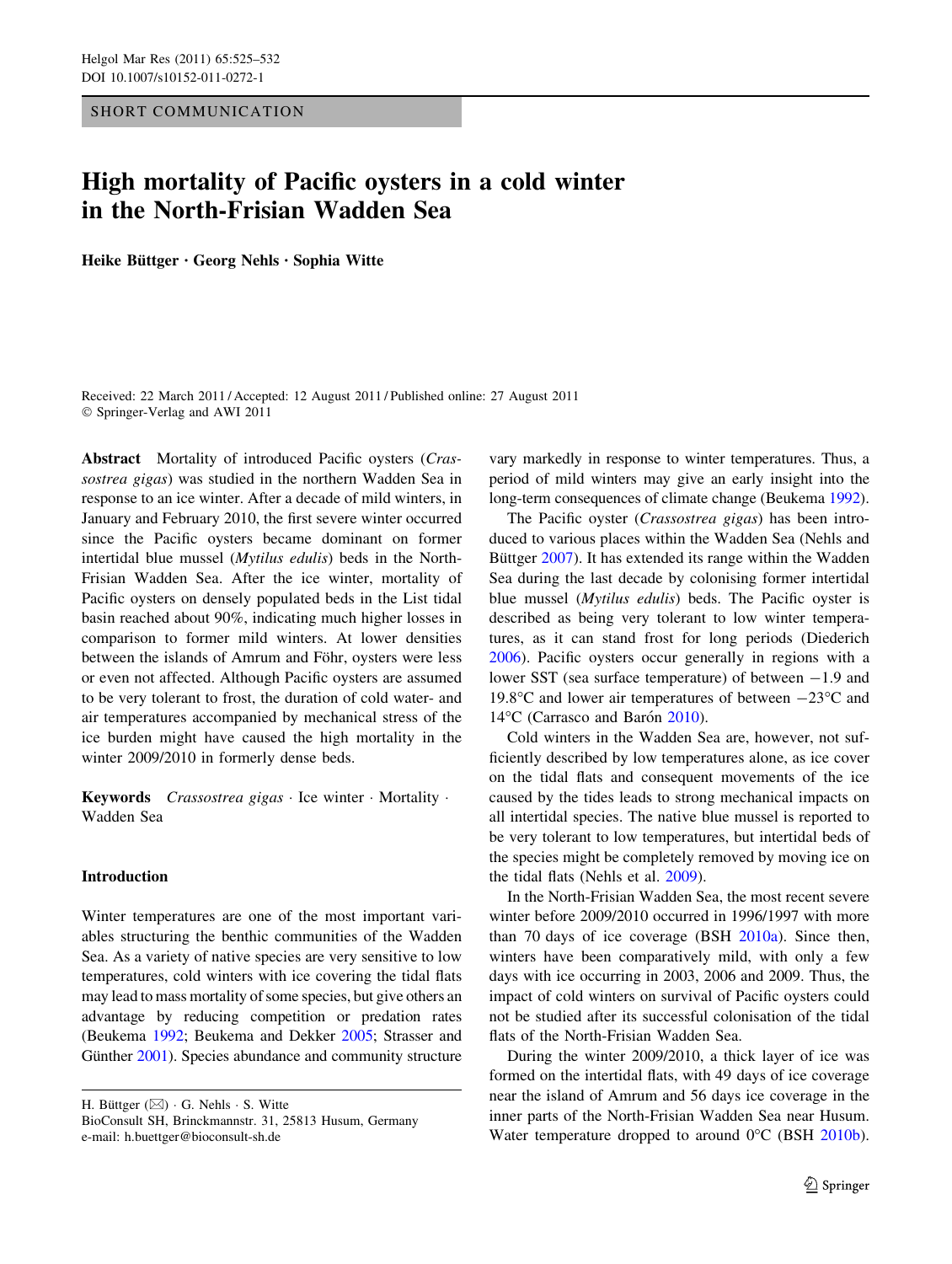SHORT COMMUNICATION

# High mortality of Pacific oysters in a cold winter in the North-Frisian Wadden Sea

**Heike Büttger · Georg Nehls · Sophia Witte**

Received: 22 March 2011 / Accepted: 12 August 2011 / Published online: 27 August 2011
© Springer-Verlag and AWI 2011

**Abstract** Mortality of introduced Pacific oysters (*Crassostrea gigas*) was studied in the northern Wadden Sea in response to an ice winter. After a decade of mild winters, in January and February 2010, the first severe winter occurred since the Pacific oysters became dominant on former intertidal blue mussel (*Mytilus edulis*) beds in the North-Frisian Wadden Sea. After the ice winter, mortality of Pacific oysters on densely populated beds in the List tidal basin reached about 90%, indicating much higher losses in comparison to former mild winters. At lower densities between the islands of Amrum and Föhr, oysters were less or even not affected. Although Pacific oysters are assumed to be very tolerant to frost, the duration of cold water- and air temperatures accompanied by mechanical stress of the ice burden might have caused the high mortality in the winter 2009/2010 in formerly dense beds.

**Keywords** *Crassostrea gigas* · Ice winter · Mortality · Wadden Sea

## Introduction

Winter temperatures are one of the most important variables structuring the benthic communities of the Wadden Sea. As a variety of native species are very sensitive to low temperatures, cold winters with ice covering the tidal flats may lead to mass mortality of some species, but give others an advantage by reducing competition or predation rates (Beukema 1992; Beukema and Dekker 2005; Strasser and Günther 2001). Species abundance and community structure vary markedly in response to winter temperatures. Thus, a period of mild winters may give an early insight into the long-term consequences of climate change (Beukema 1992).

The Pacific oyster (*Crassostrea gigas*) has been introduced to various places within the Wadden Sea (Nehls and Büttger 2007). It has extended its range within the Wadden Sea during the last decade by colonising former intertidal blue mussel (*Mytilus edulis*) beds. The Pacific oyster is described as being very tolerant to low winter temperatures, as it can stand frost for long periods (Diederich 2006). Pacific oysters occur generally in regions with a lower SST (sea surface temperature) of between −1.9 and 19.8°C and lower air temperatures of between −23°C and 14°C (Carrasco and Barón 2010).

Cold winters in the Wadden Sea are, however, not sufficiently described by low temperatures alone, as ice cover on the tidal flats and consequent movements of the ice caused by the tides leads to strong mechanical impacts on all intertidal species. The native blue mussel is reported to be very tolerant to low temperatures, but intertidal beds of the species might be completely removed by moving ice on the tidal flats (Nehls et al. 2009).

In the North-Frisian Wadden Sea, the most recent severe winter before 2009/2010 occurred in 1996/1997 with more than 70 days of ice coverage (BSH 2010a). Since then, winters have been comparatively mild, with only a few days with ice occurring in 2003, 2006 and 2009. Thus, the impact of cold winters on survival of Pacific oysters could not be studied after its successful colonisation of the tidal flats of the North-Frisian Wadden Sea.

During the winter 2009/2010, a thick layer of ice was formed on the intertidal flats, with 49 days of ice coverage near the island of Amrum and 56 days ice coverage in the inner parts of the North-Frisian Wadden Sea near Husum. Water temperature dropped to around 0°C (BSH 2010b).

H. Büttger (✉) · G. Nehls · S. Witte
BioConsult SH, Brinckmannstr. 31, 25813 Husum, Germany
e-mail: h.buettger@bioconsult-sh.de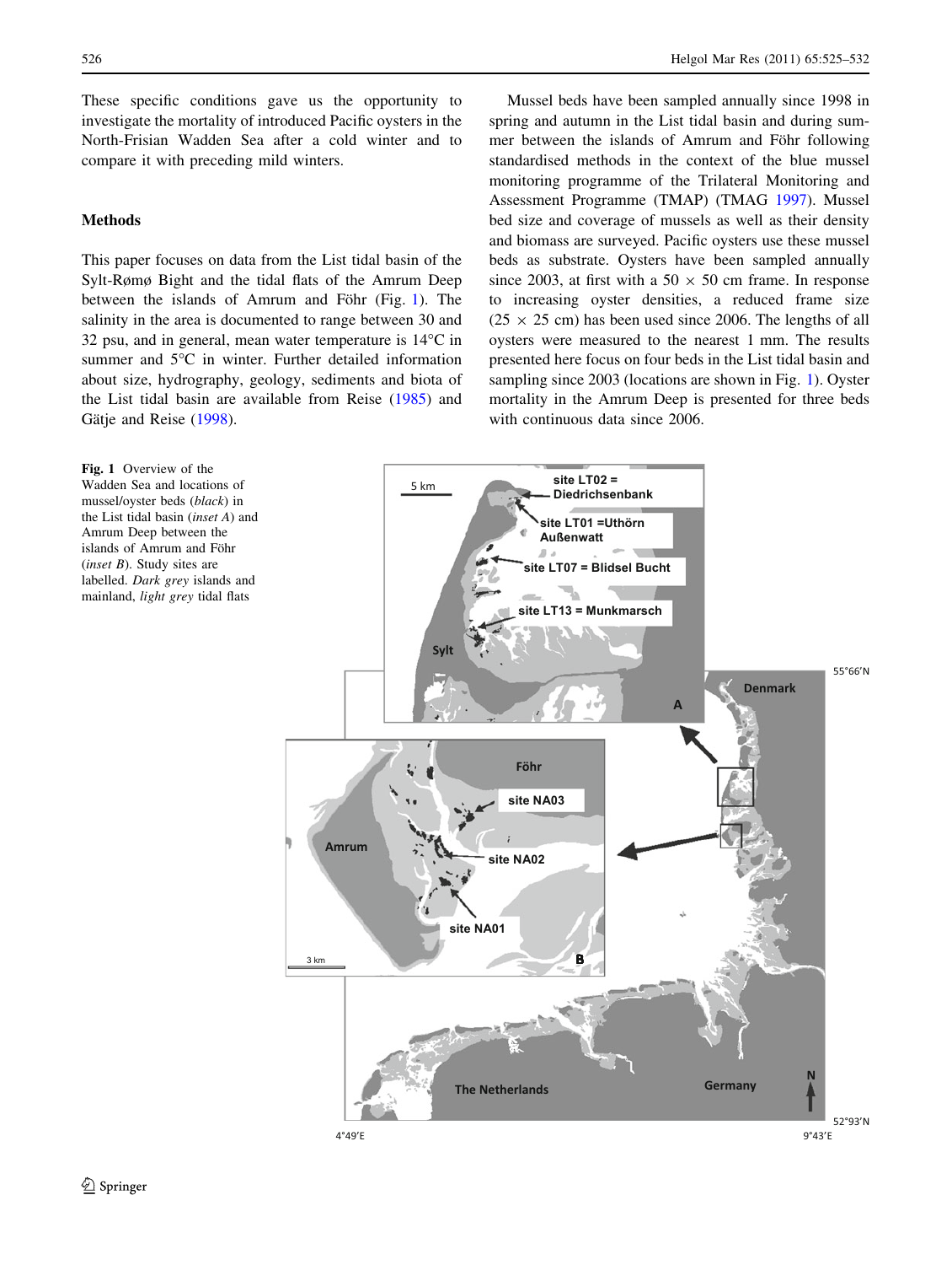These specific conditions gave us the opportunity to investigate the mortality of introduced Pacific oysters in the North-Frisian Wadden Sea after a cold winter and to compare it with preceding mild winters.

## Methods

This paper focuses on data from the List tidal basin of the Sylt-Rømø Bight and the tidal flats of the Amrum Deep between the islands of Amrum and Föhr (Fig. 1). The salinity in the area is documented to range between 30 and 32 psu, and in general, mean water temperature is 14°C in summer and 5°C in winter. Further detailed information about size, hydrography, geology, sediments and biota of the List tidal basin are available from Reise (1985) and Gätje and Reise (1998).

Mussel beds have been sampled annually since 1998 in spring and autumn in the List tidal basin and during summer between the islands of Amrum and Föhr following standardised methods in the context of the blue mussel monitoring programme of the Trilateral Monitoring and Assessment Programme (TMAP) (TMAG 1997). Mussel bed size and coverage of mussels as well as their density and biomass are surveyed. Pacific oysters use these mussel beds as substrate. Oysters have been sampled annually since 2003, at first with a 50 × 50 cm frame. In response to increasing oyster densities, a reduced frame size (25 × 25 cm) has been used since 2006. The lengths of all oysters were measured to the nearest 1 mm. The results presented here focus on four beds in the List tidal basin and sampling since 2003 (locations are shown in Fig. 1). Oyster mortality in the Amrum Deep is presented for three beds with continuous data since 2006.

**Fig. 1** Overview of the Wadden Sea and locations of mussel/oyster beds (*black*) in the List tidal basin (*inset A*) and Amrum Deep between the islands of Amrum and Föhr (*inset B*). Study sites are labelled. *Dark grey* islands and mainland, *light grey* tidal flats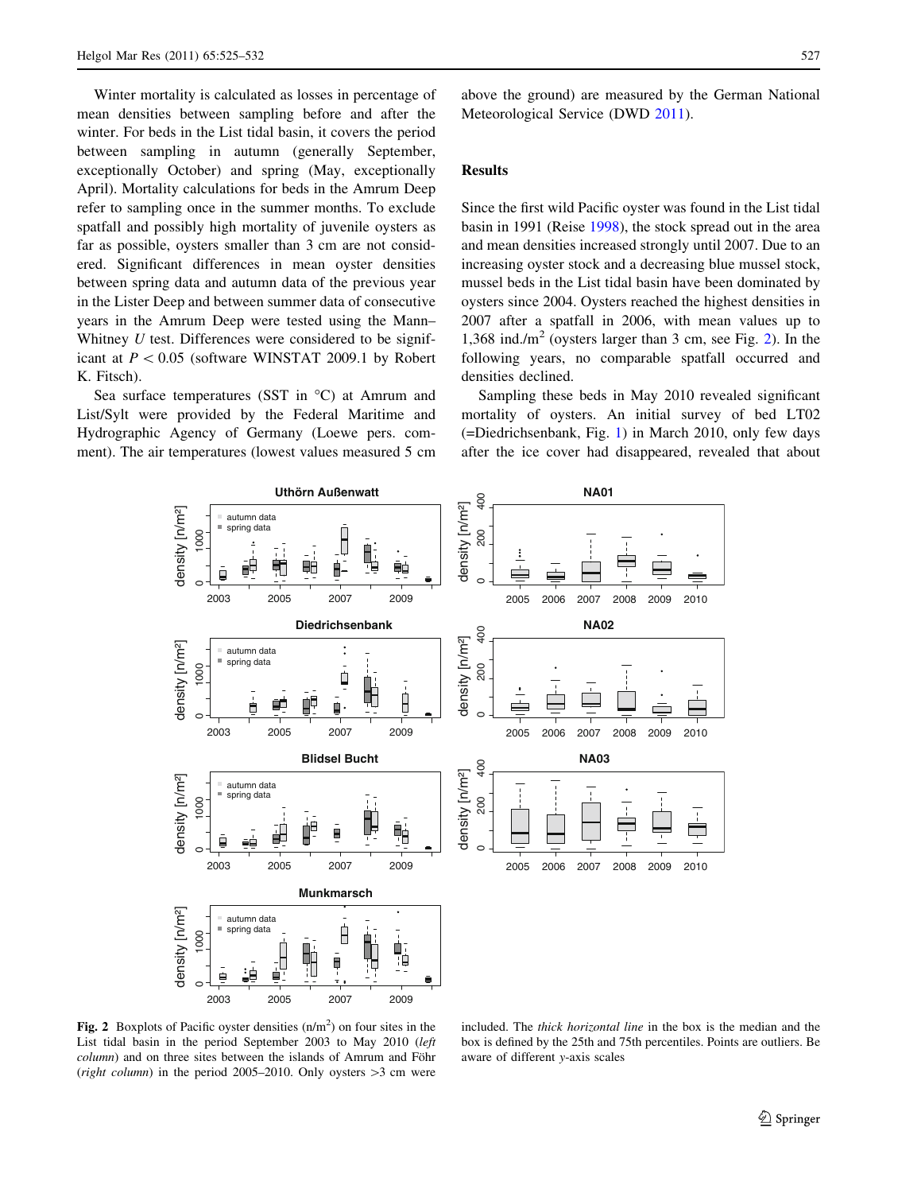Winter mortality is calculated as losses in percentage of mean densities between sampling before and after the winter. For beds in the List tidal basin, it covers the period between sampling in autumn (generally September, exceptionally October) and spring (May, exceptionally April). Mortality calculations for beds in the Amrum Deep refer to sampling once in the summer months. To exclude spatfall and possibly high mortality of juvenile oysters as far as possible, oysters smaller than 3 cm are not considered. Significant differences in mean oyster densities between spring data and autumn data of the previous year in the Lister Deep and between summer data of consecutive years in the Amrum Deep were tested using the Mann–Whitney *U* test. Differences were considered to be significant at $P < 0.05$ (software WINSTAT 2009.1 by Robert K. Fitsch).

Sea surface temperatures (SST in °C) at Amrum and List/Sylt were provided by the Federal Maritime and Hydrographic Agency of Germany (Loewe pers. comment). The air temperatures (lowest values measured 5 cm above the ground) are measured by the German National Meteorological Service (DWD 2011).

## Results

Since the first wild Pacific oyster was found in the List tidal basin in 1991 (Reise 1998), the stock spread out in the area and mean densities increased strongly until 2007. Due to an increasing oyster stock and a decreasing blue mussel stock, mussel beds in the List tidal basin have been dominated by oysters since 2004. Oysters reached the highest densities in 2007 after a spatfall in 2006, with mean values up to 1,368 ind./m$^2$ (oysters larger than 3 cm, see Fig. 2). In the following years, no comparable spatfall occurred and densities declined.

Sampling these beds in May 2010 revealed significant mortality of oysters. An initial survey of bed LT02 (=Diedrichsenbank, Fig. 1) in March 2010, only few days after the ice cover had disappeared, revealed that about

**Fig. 2** Boxplots of Pacific oyster densities (n/m$^2$) on four sites in the List tidal basin in the period September 2003 to May 2010 (*left column*) and on three sites between the islands of Amrum and Föhr (*right column*) in the period 2005–2010. Only oysters >3 cm were included. The *thick horizontal line* in the box is the median and the box is defined by the 25th and 75th percentiles. Points are outliers. Be aware of different *y*-axis scales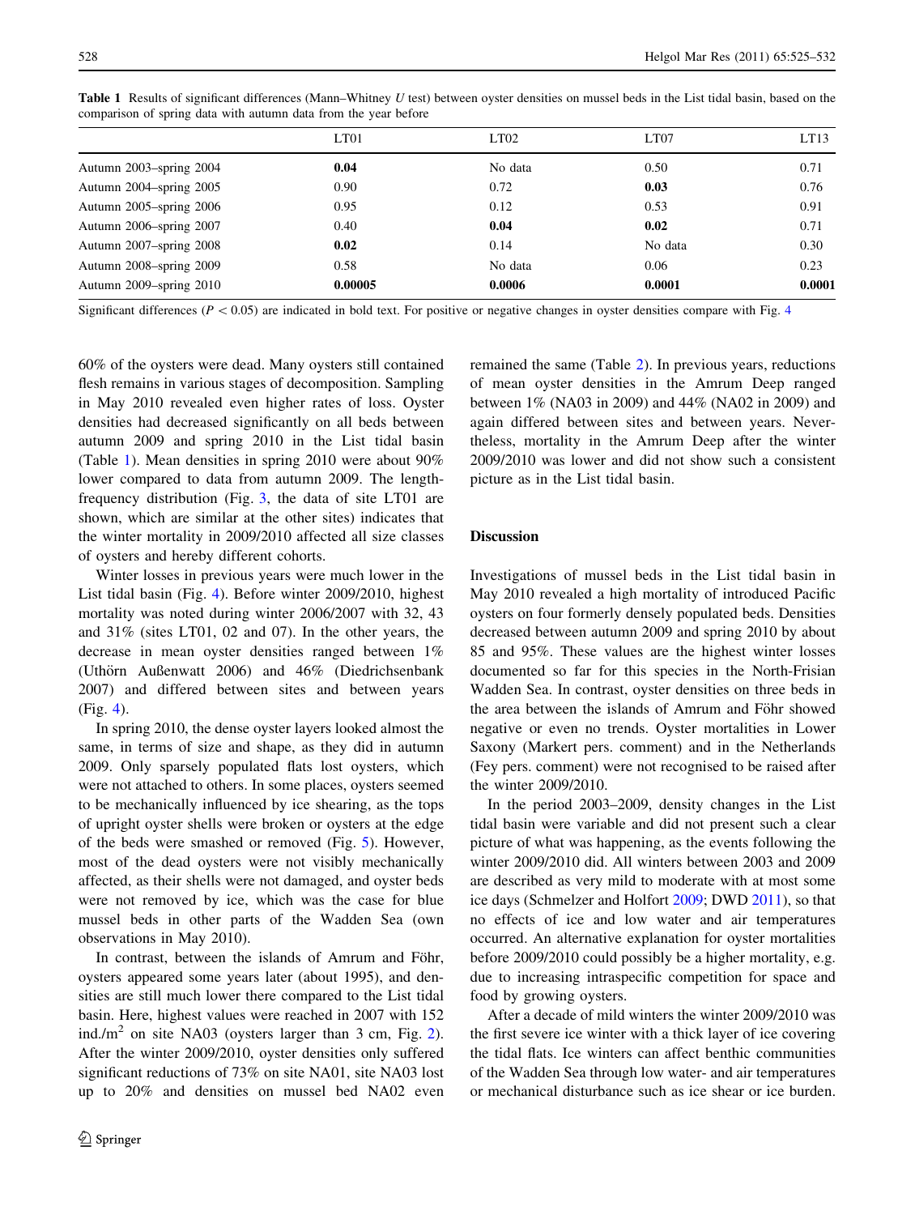**Table 1** Results of significant differences (Mann–Whitney *U* test) between oyster densities on mussel beds in the List tidal basin, based on the comparison of spring data with autumn data from the year before

| | LT01 | LT02 | LT07 | LT13 |
|---|---|---|---|---|
| Autumn 2003–spring 2004 | **0.04** | No data | 0.50 | 0.71 |
| Autumn 2004–spring 2005 | 0.90 | 0.72 | **0.03** | 0.76 |
| Autumn 2005–spring 2006 | 0.95 | 0.12 | 0.53 | 0.91 |
| Autumn 2006–spring 2007 | 0.40 | **0.04** | **0.02** | 0.71 |
| Autumn 2007–spring 2008 | **0.02** | 0.14 | No data | 0.30 |
| Autumn 2008–spring 2009 | 0.58 | No data | 0.06 | 0.23 |
| Autumn 2009–spring 2010 | **0.00005** | **0.0006** | **0.0001** | **0.0001** |

Significant differences ($P < 0.05$) are indicated in bold text. For positive or negative changes in oyster densities compare with Fig. 4

60% of the oysters were dead. Many oysters still contained flesh remains in various stages of decomposition. Sampling in May 2010 revealed even higher rates of loss. Oyster densities had decreased significantly on all beds between autumn 2009 and spring 2010 in the List tidal basin (Table 1). Mean densities in spring 2010 were about 90% lower compared to data from autumn 2009. The length-frequency distribution (Fig. 3, the data of site LT01 are shown, which are similar at the other sites) indicates that the winter mortality in 2009/2010 affected all size classes of oysters and hereby different cohorts.

Winter losses in previous years were much lower in the List tidal basin (Fig. 4). Before winter 2009/2010, highest mortality was noted during winter 2006/2007 with 32, 43 and 31% (sites LT01, 02 and 07). In the other years, the decrease in mean oyster densities ranged between 1% (Uthörn Außenwatt 2006) and 46% (Diedrichsenbank 2007) and differed between sites and between years (Fig. 4).

In spring 2010, the dense oyster layers looked almost the same, in terms of size and shape, as they did in autumn 2009. Only sparsely populated flats lost oysters, which were not attached to others. In some places, oysters seemed to be mechanically influenced by ice shearing, as the tops of upright oyster shells were broken or oysters at the edge of the beds were smashed or removed (Fig. 5). However, most of the dead oysters were not visibly mechanically affected, as their shells were not damaged, and oyster beds were not removed by ice, which was the case for blue mussel beds in other parts of the Wadden Sea (own observations in May 2010).

In contrast, between the islands of Amrum and Föhr, oysters appeared some years later (about 1995), and densities are still much lower there compared to the List tidal basin. Here, highest values were reached in 2007 with 152 ind./m$^2$ on site NA03 (oysters larger than 3 cm, Fig. 2). After the winter 2009/2010, oyster densities only suffered significant reductions of 73% on site NA01, site NA03 lost up to 20% and densities on mussel bed NA02 even remained the same (Table 2). In previous years, reductions of mean oyster densities in the Amrum Deep ranged between 1% (NA03 in 2009) and 44% (NA02 in 2009) and again differed between sites and between years. Nevertheless, mortality in the Amrum Deep after the winter 2009/2010 was lower and did not show such a consistent picture as in the List tidal basin.

## Discussion

Investigations of mussel beds in the List tidal basin in May 2010 revealed a high mortality of introduced Pacific oysters on four formerly densely populated beds. Densities decreased between autumn 2009 and spring 2010 by about 85 and 95%. These values are the highest winter losses documented so far for this species in the North-Frisian Wadden Sea. In contrast, oyster densities on three beds in the area between the islands of Amrum and Föhr showed negative or even no trends. Oyster mortalities in Lower Saxony (Markert pers. comment) and in the Netherlands (Fey pers. comment) were not recognised to be raised after the winter 2009/2010.

In the period 2003–2009, density changes in the List tidal basin were variable and did not present such a clear picture of what was happening, as the events following the winter 2009/2010 did. All winters between 2003 and 2009 are described as very mild to moderate with at most some ice days (Schmelzer and Holfort 2009; DWD 2011), so that no effects of ice and low water and air temperatures occurred. An alternative explanation for oyster mortalities before 2009/2010 could possibly be a higher mortality, e.g. due to increasing intraspecific competition for space and food by growing oysters.

After a decade of mild winters the winter 2009/2010 was the first severe ice winter with a thick layer of ice covering the tidal flats. Ice winters can affect benthic communities of the Wadden Sea through low water- and air temperatures or mechanical disturbance such as ice shear or ice burden.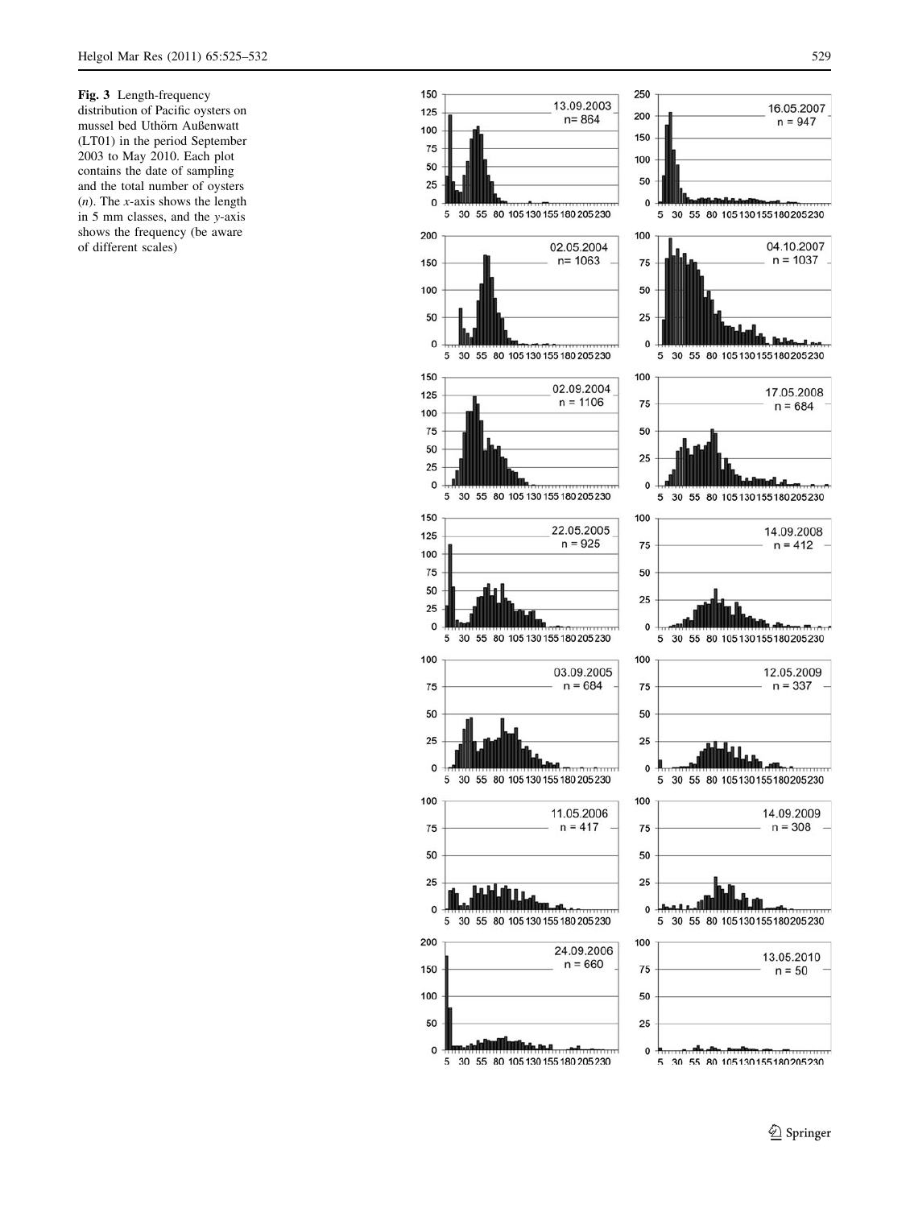**Fig. 3** Length-frequency distribution of Pacific oysters on mussel bed Uthörn Außenwatt (LT01) in the period September 2003 to May 2010. Each plot contains the date of sampling and the total number of oysters (*n*). The *x*-axis shows the length in 5 mm classes, and the *y*-axis shows the frequency (be aware of different scales)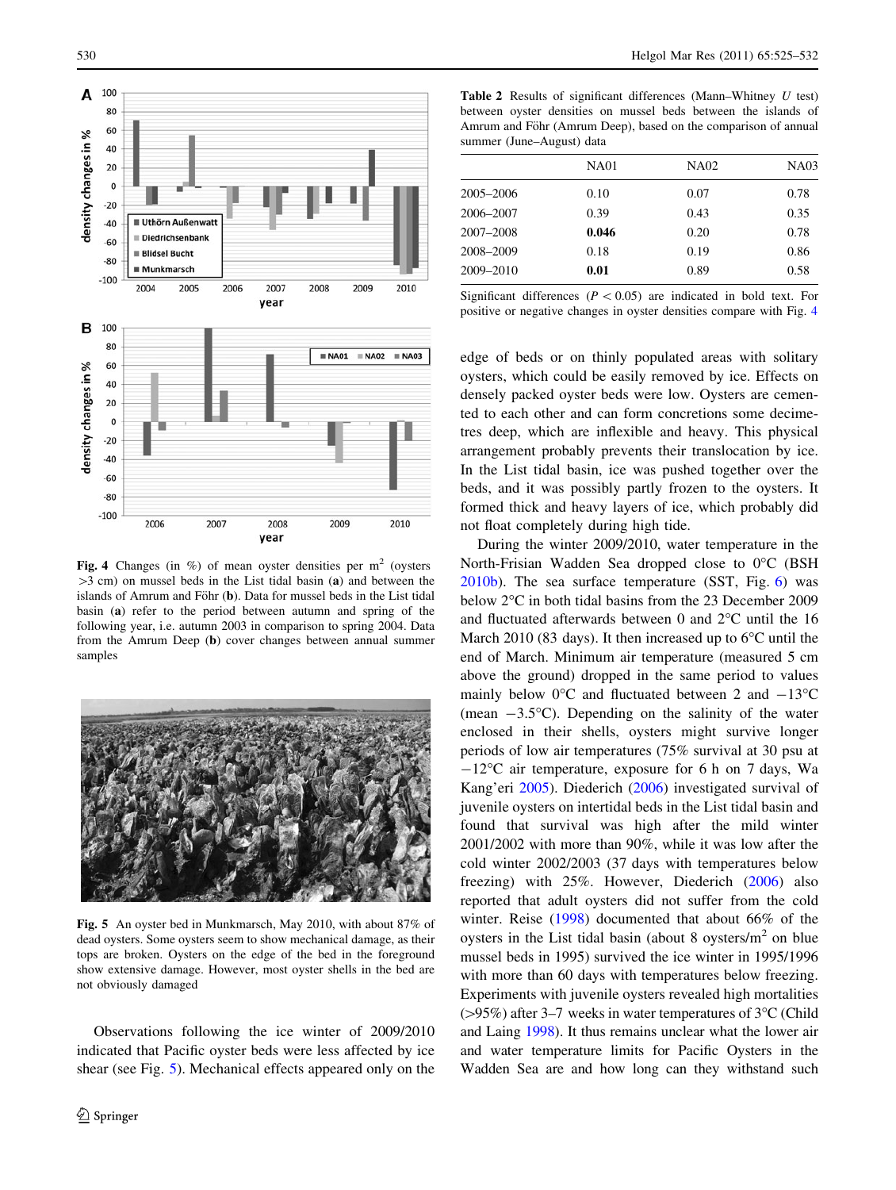Fig. 4 Changes (in %) of mean oyster densities per m[2] (oysters >3 cm) on mussel beds in the List tidal basin (**a**) and between the islands of Amrum and Föhr (**b**). Data for mussel beds in the List tidal basin (**a**) refer to the period between autumn and spring of the following year, i.e. autumn 2003 in comparison to spring 2004. Data from the Amrum Deep (**b**) cover changes between annual summer samples

Fig. 5 An oyster bed in Munkmarsch, May 2010, with about 87% of dead oysters. Some oysters seem to show mechanical damage, as their tops are broken. Oysters on the edge of the bed in the foreground show extensive damage. However, most oyster shells in the bed are not obviously damaged

Observations following the ice winter of 2009/2010 indicated that Pacific oyster beds were less affected by ice shear (see Fig. 5). Mechanical effects appeared only on the edge of beds or on thinly populated areas with solitary oysters, which could be easily removed by ice. Effects on densely packed oyster beds were low. Oysters are cemented to each other and can form concretions some decimetres deep, which are inflexible and heavy. This physical arrangement probably prevents their translocation by ice. In the List tidal basin, ice was pushed together over the beds, and it was possibly partly frozen to the oysters. It formed thick and heavy layers of ice, which probably did not float completely during high tide.

During the winter 2009/2010, water temperature in the North-Frisian Wadden Sea dropped close to 0°C (BSH 2010b). The sea surface temperature (SST, Fig. 6) was below 2°C in both tidal basins from the 23 December 2009 and fluctuated afterwards between 0 and 2°C until the 16 March 2010 (83 days). It then increased up to 6°C until the end of March. Minimum air temperature (measured 5 cm above the ground) dropped in the same period to values mainly below 0°C and fluctuated between 2 and −13°C (mean −3.5°C). Depending on the salinity of the water enclosed in their shells, oysters might survive longer periods of low air temperatures (75% survival at 30 psu at −12°C air temperature, exposure for 6 h on 7 days, Wa Kang'eri 2005). Diederich (2006) investigated survival of juvenile oysters on intertidal beds in the List tidal basin and found that survival was high after the mild winter 2001/2002 with more than 90%, while it was low after the cold winter 2002/2003 (37 days with temperatures below freezing) with 25%. However, Diederich (2006) also reported that adult oysters did not suffer from the cold winter. Reise (1998) documented that about 66% of the oysters in the List tidal basin (about 8 oysters/m[2] on blue mussel beds in 1995) survived the ice winter in 1995/1996 with more than 60 days with temperatures below freezing. Experiments with juvenile oysters revealed high mortalities (>95%) after 3–7 weeks in water temperatures of 3°C (Child and Laing 1998). It thus remains unclear what the lower air and water temperature limits for Pacific Oysters in the Wadden Sea are and how long can they withstand such

**Table 2** Results of significant differences (Mann–Whitney *U* test) between oyster densities on mussel beds between the islands of Amrum and Föhr (Amrum Deep), based on the comparison of annual summer (June–August) data

| | NA01 | NA02 | NA03 |
|---|---|---|---|
| 2005–2006 | 0.10 | 0.07 | 0.78 |
| 2006–2007 | 0.39 | 0.43 | 0.35 |
| 2007–2008 | **0.046** | 0.20 | 0.78 |
| 2008–2009 | 0.18 | 0.19 | 0.86 |
| 2009–2010 | **0.01** | 0.89 | 0.58 |

Significant differences ($P < 0.05$) are indicated in bold text. For positive or negative changes in oyster densities compare with Fig. 4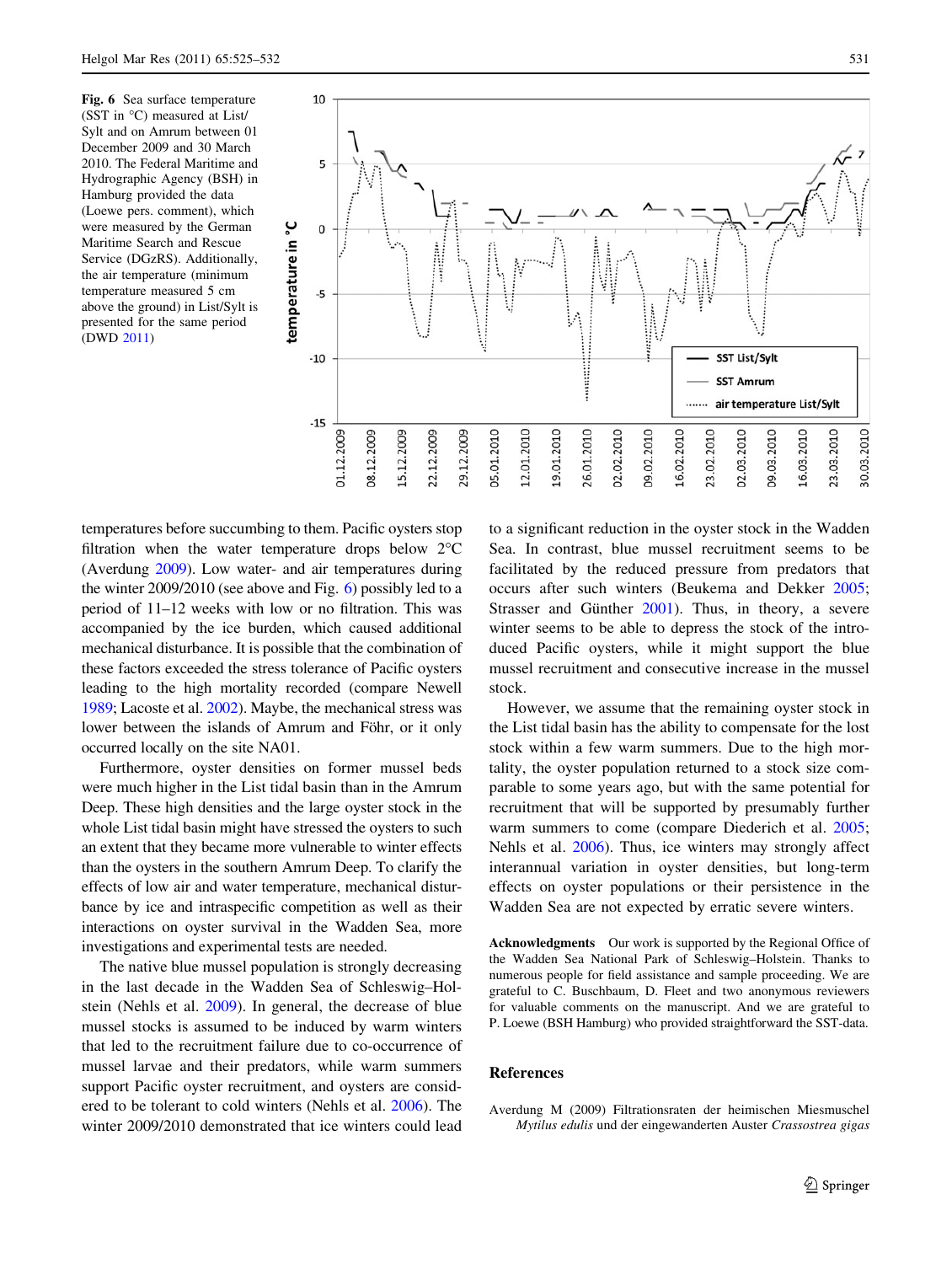**Fig. 6** Sea surface temperature (SST in °C) measured at List/Sylt and on Amrum between 01 December 2009 and 30 March 2010. The Federal Maritime and Hydrographic Agency (BSH) in Hamburg provided the data (Loewe pers. comment), which were measured by the German Maritime Search and Rescue Service (DGzRS). Additionally, the air temperature (minimum temperature measured 5 cm above the ground) in List/Sylt is presented for the same period (DWD 2011)

temperature in °C

10
5
0
-5
-10
-15

SST List/Sylt
SST Amrum
air temperature List/Sylt

01.12.2009
08.12.2009
15.12.2009
22.12.2009
29.12.2009
05.01.2010
12.01.2010
19.01.2010
26.01.2010
02.02.2010
09.02.2010
16.02.2010
23.02.2010
02.03.2010
09.03.2010
16.03.2010
23.03.2010
30.03.2010

temperatures before succumbing to them. Pacific oysters stop filtration when the water temperature drops below 2°C (Averdung 2009). Low water- and air temperatures during the winter 2009/2010 (see above and Fig. 6) possibly led to a period of 11–12 weeks with low or no filtration. This was accompanied by the ice burden, which caused additional mechanical disturbance. It is possible that the combination of these factors exceeded the stress tolerance of Pacific oysters leading to the high mortality recorded (compare Newell 1989; Lacoste et al. 2002). Maybe, the mechanical stress was lower between the islands of Amrum and Föhr, or it only occurred locally on the site NA01.

Furthermore, oyster densities on former mussel beds were much higher in the List tidal basin than in the Amrum Deep. These high densities and the large oyster stock in the whole List tidal basin might have stressed the oysters to such an extent that they became more vulnerable to winter effects than the oysters in the southern Amrum Deep. To clarify the effects of low air and water temperature, mechanical disturbance by ice and intraspecific competition as well as their interactions on oyster survival in the Wadden Sea, more investigations and experimental tests are needed.

The native blue mussel population is strongly decreasing in the last decade in the Wadden Sea of Schleswig–Holstein (Nehls et al. 2009). In general, the decrease of blue mussel stocks is assumed to be induced by warm winters that led to the recruitment failure due to co-occurrence of mussel larvae and their predators, while warm summers support Pacific oyster recruitment, and oysters are considered to be tolerant to cold winters (Nehls et al. 2006). The winter 2009/2010 demonstrated that ice winters could lead to a significant reduction in the oyster stock in the Wadden Sea. In contrast, blue mussel recruitment seems to be facilitated by the reduced pressure from predators that occurs after such winters (Beukema and Dekker 2005; Strasser and Günther 2001). Thus, in theory, a severe winter seems to be able to depress the stock of the introduced Pacific oysters, while it might support the blue mussel recruitment and consecutive increase in the mussel stock.

However, we assume that the remaining oyster stock in the List tidal basin has the ability to compensate for the lost stock within a few warm summers. Due to the high mortality, the oyster population returned to a stock size comparable to some years ago, but with the same potential for recruitment that will be supported by presumably further warm summers to come (compare Diederich et al. 2005; Nehls et al. 2006). Thus, ice winters may strongly affect interannual variation in oyster densities, but long-term effects on oyster populations or their persistence in the Wadden Sea are not expected by erratic severe winters.

**Acknowledgments** Our work is supported by the Regional Office of the Wadden Sea National Park of Schleswig–Holstein. Thanks to numerous people for field assistance and sample proceeding. We are grateful to C. Buschbaum, D. Fleet and two anonymous reviewers for valuable comments on the manuscript. And we are grateful to P. Loewe (BSH Hamburg) who provided straightforward the SST-data.

## References

Averdung M (2009) Filtrationsraten der heimischen Miesmuschel *Mytilus edulis* und der eingewanderten Auster *Crassostrea gigas*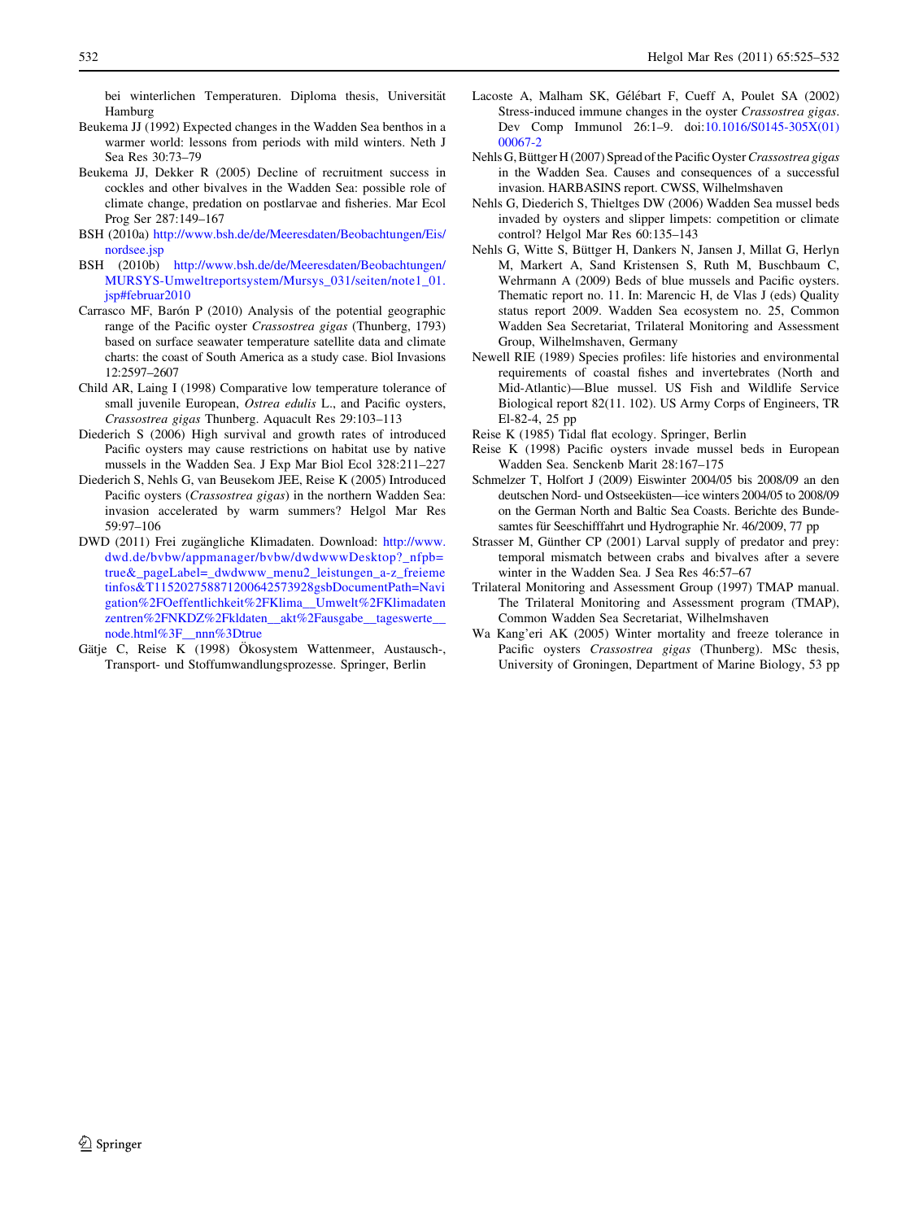bei winterlichen Temperaturen. Diploma thesis, Universität Hamburg

Beukema JJ (1992) Expected changes in the Wadden Sea benthos in a warmer world: lessons from periods with mild winters. Neth J Sea Res 30:73–79

Beukema JJ, Dekker R (2005) Decline of recruitment success in cockles and other bivalves in the Wadden Sea: possible role of climate change, predation on postlarvae and fisheries. Mar Ecol Prog Ser 287:149–167

BSH (2010a) http://www.bsh.de/de/Meeresdaten/Beobachtungen/Eis/nordsee.jsp

BSH (2010b) http://www.bsh.de/de/Meeresdaten/Beobachtungen/MURSYS-Umweltreportsystem/Mursys_031/seiten/note1_01.jsp#februar2010

Carrasco MF, Barón P (2010) Analysis of the potential geographic range of the Pacific oyster *Crassostrea gigas* (Thunberg, 1793) based on surface seawater temperature satellite data and climate charts: the coast of South America as a study case. Biol Invasions 12:2597–2607

Child AR, Laing I (1998) Comparative low temperature tolerance of small juvenile European, *Ostrea edulis* L., and Pacific oysters, *Crassostrea gigas* Thunberg. Aquacult Res 29:103–113

Diederich S (2006) High survival and growth rates of introduced Pacific oysters may cause restrictions on habitat use by native mussels in the Wadden Sea. J Exp Mar Biol Ecol 328:211–227

Diederich S, Nehls G, van Beusekom JEE, Reise K (2005) Introduced Pacific oysters (*Crassostrea gigas*) in the northern Wadden Sea: invasion accelerated by warm summers? Helgol Mar Res 59:97–106

DWD (2011) Frei zugängliche Klimadaten. Download: http://www.dwd.de/bvbw/appmanager/bvbw/dwdwwwDesktop?_nfpb=true&_pageLabel=_dwdwww_menu2_leistungen_a-z_freiemetinfos&T115202758871200642573928gsbDocumentPath=Navigation%2FOeffentlichkeit%2FKlima__Umwelt%2FKlimadatenzentren%2FNKDZ%2Fkldaten__akt%2Fausgabe__tageswerte__node.html%3F__nnn%3Dtrue

Gätje C, Reise K (1998) Ökosystem Wattenmeer, Austausch-, Transport- und Stoffumwandlungsprozesse. Springer, Berlin

Lacoste A, Malham SK, Gélébart F, Cueff A, Poulet SA (2002) Stress-induced immune changes in the oyster *Crassostrea gigas*. Dev Comp Immunol 26:1–9. doi:10.1016/S0145-305X(01)00067-2

Nehls G, Büttger H (2007) Spread of the Pacific Oyster *Crassostrea gigas* in the Wadden Sea. Causes and consequences of a successful invasion. HARBASINS report. CWSS, Wilhelmshaven

Nehls G, Diederich S, Thieltges DW (2006) Wadden Sea mussel beds invaded by oysters and slipper limpets: competition or climate control? Helgol Mar Res 60:135–143

Nehls G, Witte S, Büttger H, Dankers N, Jansen J, Millat G, Herlyn M, Markert A, Sand Kristensen S, Ruth M, Buschbaum C, Wehrmann A (2009) Beds of blue mussels and Pacific oysters. Thematic report no. 11. In: Marencic H, de Vlas J (eds) Quality status report 2009. Wadden Sea ecosystem no. 25, Common Wadden Sea Secretariat, Trilateral Monitoring and Assessment Group, Wilhelmshaven, Germany

Newell RIE (1989) Species profiles: life histories and environmental requirements of coastal fishes and invertebrates (North and Mid-Atlantic)—Blue mussel. US Fish and Wildlife Service Biological report 82(11. 102). US Army Corps of Engineers, TR El-82-4, 25 pp

Reise K (1985) Tidal flat ecology. Springer, Berlin

Reise K (1998) Pacific oysters invade mussel beds in European Wadden Sea. Senckenb Marit 28:167–175

Schmelzer T, Holfort J (2009) Eiswinter 2004/05 bis 2008/09 an den deutschen Nord- und Ostseeküsten—ice winters 2004/05 to 2008/09 on the German North and Baltic Sea Coasts. Berichte des Bundesamtes für Seeschifffahrt und Hydrographie Nr. 46/2009, 77 pp

Strasser M, Günther CP (2001) Larval supply of predator and prey: temporal mismatch between crabs and bivalves after a severe winter in the Wadden Sea. J Sea Res 46:57–67

Trilateral Monitoring and Assessment Group (1997) TMAP manual. The Trilateral Monitoring and Assessment program (TMAP), Common Wadden Sea Secretariat, Wilhelmshaven

Wa Kang'eri AK (2005) Winter mortality and freeze tolerance in Pacific oysters *Crassostrea gigas* (Thunberg). MSc thesis, University of Groningen, Department of Marine Biology, 53 pp